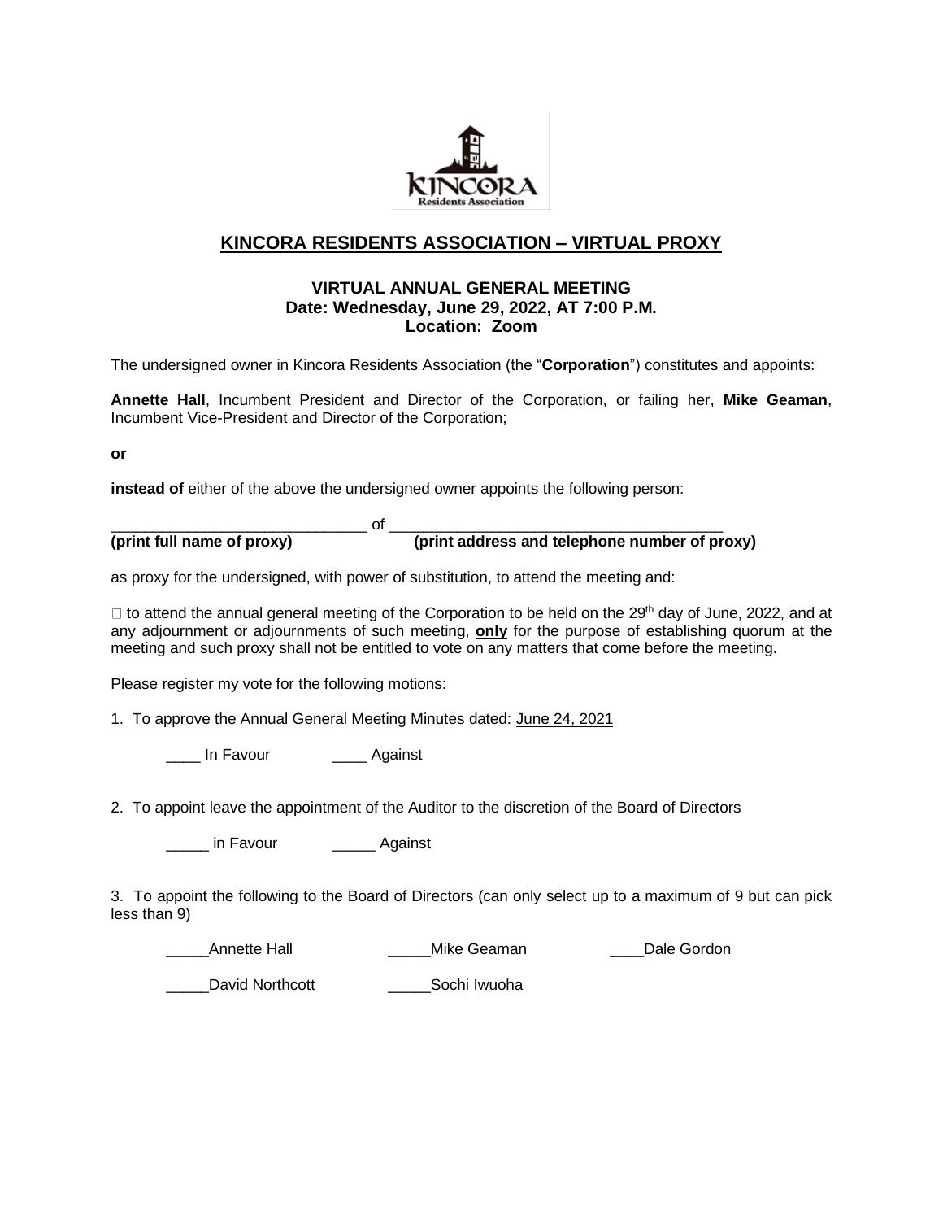# KINCORA RESIDENTS ASSOCIATION – VIRTUAL PROXY

### VIRTUAL ANNUAL GENERAL MEETING
### Date: Wednesday, June 29, 2022, AT 7:00 P.M.
### Location: Zoom

The undersigned owner in Kincora Residents Association (the "**Corporation**") constitutes and appoints:

**Annette Hall**, Incumbent President and Director of the Corporation, or failing her, **Mike Geaman**, Incumbent Vice-President and Director of the Corporation;

**or**

**instead of** either of the above the undersigned owner appoints the following person:

______________________________ of ________________________________________
**(print full name of proxy)** **(print address and telephone number of proxy)**

as proxy for the undersigned, with power of substitution, to attend the meeting and:

☐ to attend the annual general meeting of the Corporation to be held on the 29th day of June, 2022, and at any adjournment or adjournments of such meeting, **only** for the purpose of establishing quorum at the meeting and such proxy shall not be entitled to vote on any matters that come before the meeting.

Please register my vote for the following motions:

1. To approve the Annual General Meeting Minutes dated: June 24, 2021

    ____ In Favour ____ Against

2. To appoint leave the appointment of the Auditor to the discretion of the Board of Directors

    _____ in Favour _____ Against

3. To appoint the following to the Board of Directors (can only select up to a maximum of 9 but can pick less than 9)

    _____Annette Hall _____Mike Geaman ____Dale Gordon

    _____David Northcott _____Sochi Iwuoha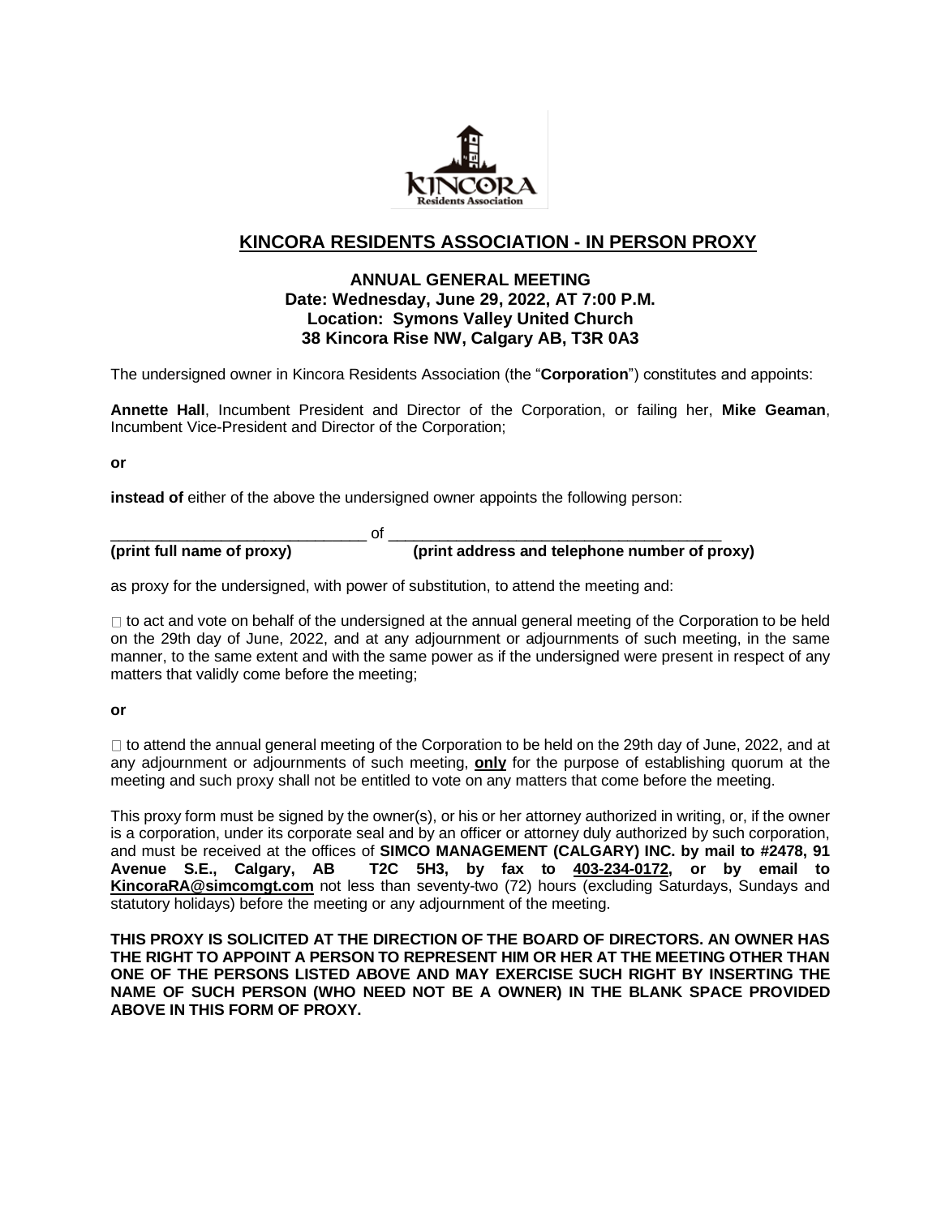# KINCORA RESIDENTS ASSOCIATION - IN PERSON PROXY

**ANNUAL GENERAL MEETING**
**Date: Wednesday, June 29, 2022, AT 7:00 P.M.**
**Location: Symons Valley United Church**
**38 Kincora Rise NW, Calgary AB, T3R 0A3**

The undersigned owner in Kincora Residents Association (the "**Corporation**") constitutes and appoints:

**Annette Hall**, Incumbent President and Director of the Corporation, or failing her, **Mike Geaman**, Incumbent Vice-President and Director of the Corporation;

**or**

**instead of** either of the above the undersigned owner appoints the following person:

______________________________ of ________________________________________
**(print full name of proxy)** **(print address and telephone number of proxy)**

as proxy for the undersigned, with power of substitution, to attend the meeting and:

☐ to act and vote on behalf of the undersigned at the annual general meeting of the Corporation to be held on the 29th day of June, 2022, and at any adjournment or adjournments of such meeting, in the same manner, to the same extent and with the same power as if the undersigned were present in respect of any matters that validly come before the meeting;

**or**

☐ to attend the annual general meeting of the Corporation to be held on the 29th day of June, 2022, and at any adjournment or adjournments of such meeting, **only** for the purpose of establishing quorum at the meeting and such proxy shall not be entitled to vote on any matters that come before the meeting.

This proxy form must be signed by the owner(s), or his or her attorney authorized in writing, or, if the owner is a corporation, under its corporate seal and by an officer or attorney duly authorized by such corporation, and must be received at the offices of **SIMCO MANAGEMENT (CALGARY) INC. by mail to #2478, 91 Avenue S.E., Calgary, AB T2C 5H3, by fax to 403-234-0172, or by email to KincoraRA@simcomgt.com** not less than seventy-two (72) hours (excluding Saturdays, Sundays and statutory holidays) before the meeting or any adjournment of the meeting.

**THIS PROXY IS SOLICITED AT THE DIRECTION OF THE BOARD OF DIRECTORS. AN OWNER HAS THE RIGHT TO APPOINT A PERSON TO REPRESENT HIM OR HER AT THE MEETING OTHER THAN ONE OF THE PERSONS LISTED ABOVE AND MAY EXERCISE SUCH RIGHT BY INSERTING THE NAME OF SUCH PERSON (WHO NEED NOT BE A OWNER) IN THE BLANK SPACE PROVIDED ABOVE IN THIS FORM OF PROXY.**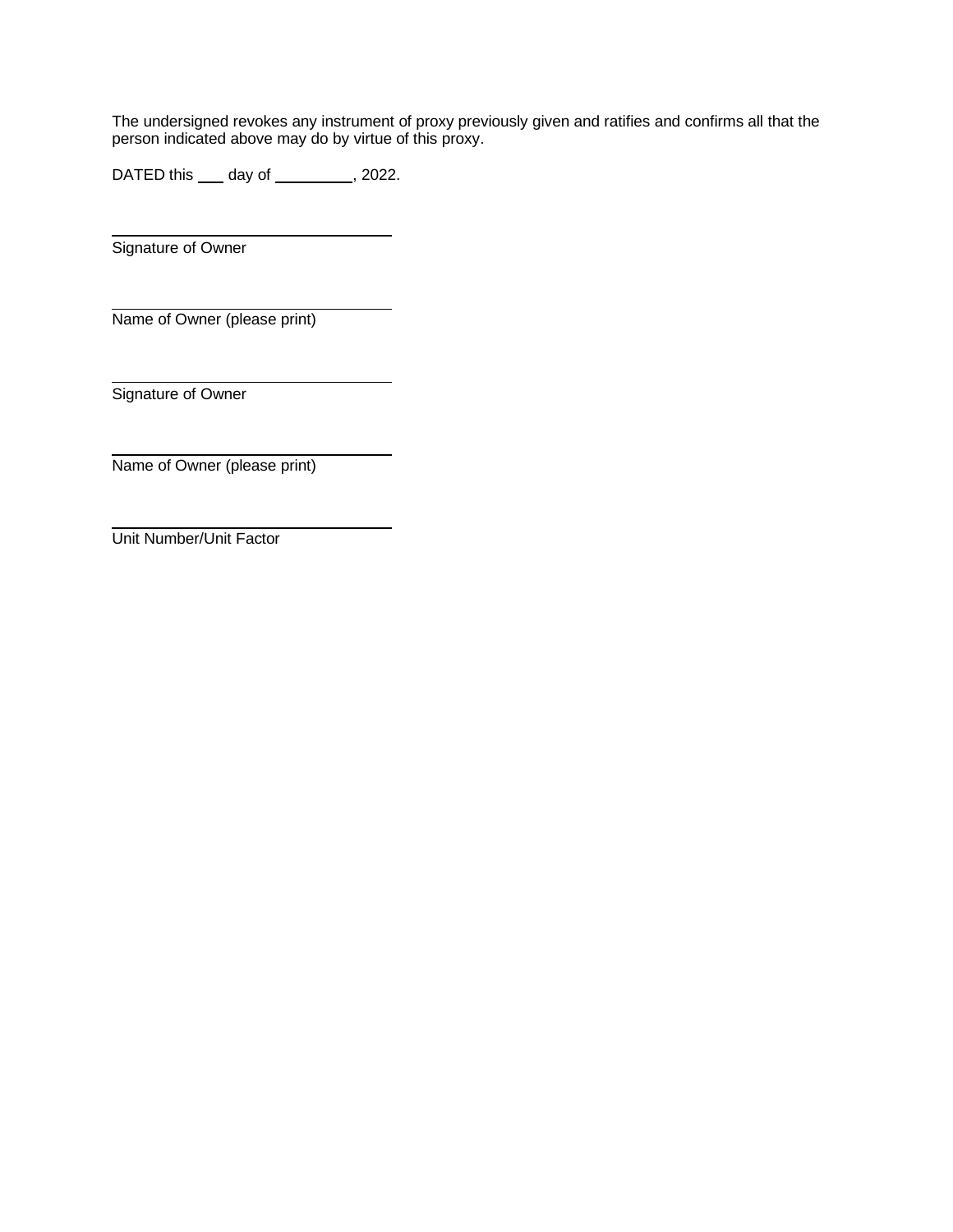The undersigned revokes any instrument of proxy previously given and ratifies and confirms all that the person indicated above may do by virtue of this proxy.

DATED this ___ day of _________, 2022.

______________________________
Signature of Owner

______________________________
Name of Owner (please print)

______________________________
Signature of Owner

______________________________
Name of Owner (please print)

______________________________
Unit Number/Unit Factor